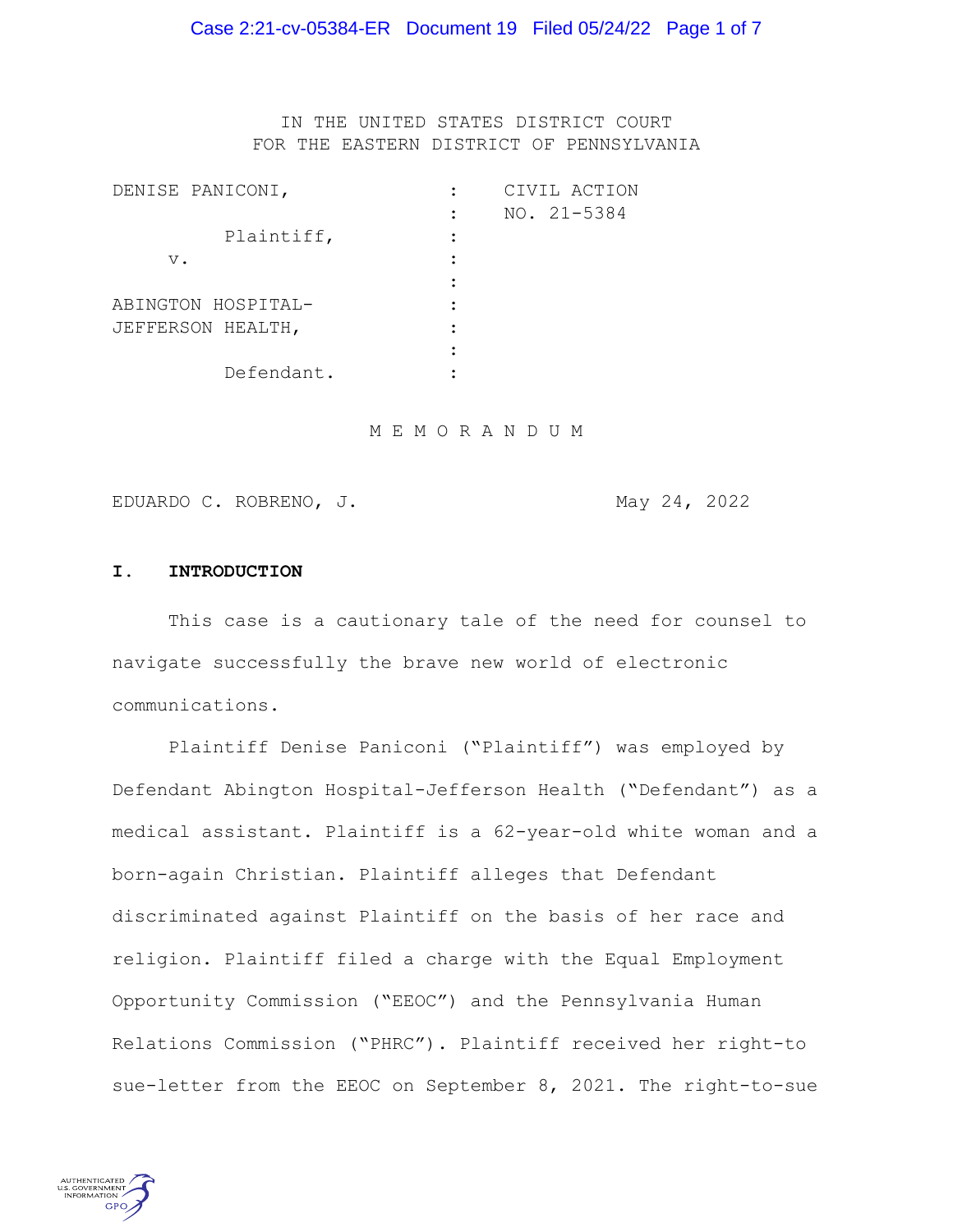IN THE UNITED STATES DISTRICT COURT
FOR THE EASTERN DISTRICT OF PENNSYLVANIA

| | | |
|---|---|---|
| DENISE PANICONI, | : | CIVIL ACTION |
| | : | NO. 21-5384 |
| Plaintiff, | : | |
| v. | : | |
| | : | |
| ABINGTON HOSPITAL-JEFFERSON HEALTH, | : | |
| | : | |
| Defendant. | : | |

# M E M O R A N D U M

EDUARDO C. ROBRENO, J. May 24, 2022

## I. INTRODUCTION

This case is a cautionary tale of the need for counsel to navigate successfully the brave new world of electronic communications.

Plaintiff Denise Paniconi ("Plaintiff") was employed by Defendant Abington Hospital-Jefferson Health ("Defendant") as a medical assistant. Plaintiff is a 62-year-old white woman and a born-again Christian. Plaintiff alleges that Defendant discriminated against Plaintiff on the basis of her race and religion. Plaintiff filed a charge with the Equal Employment Opportunity Commission ("EEOC") and the Pennsylvania Human Relations Commission ("PHRC"). Plaintiff received her right-to sue-letter from the EEOC on September 8, 2021. The right-to-sue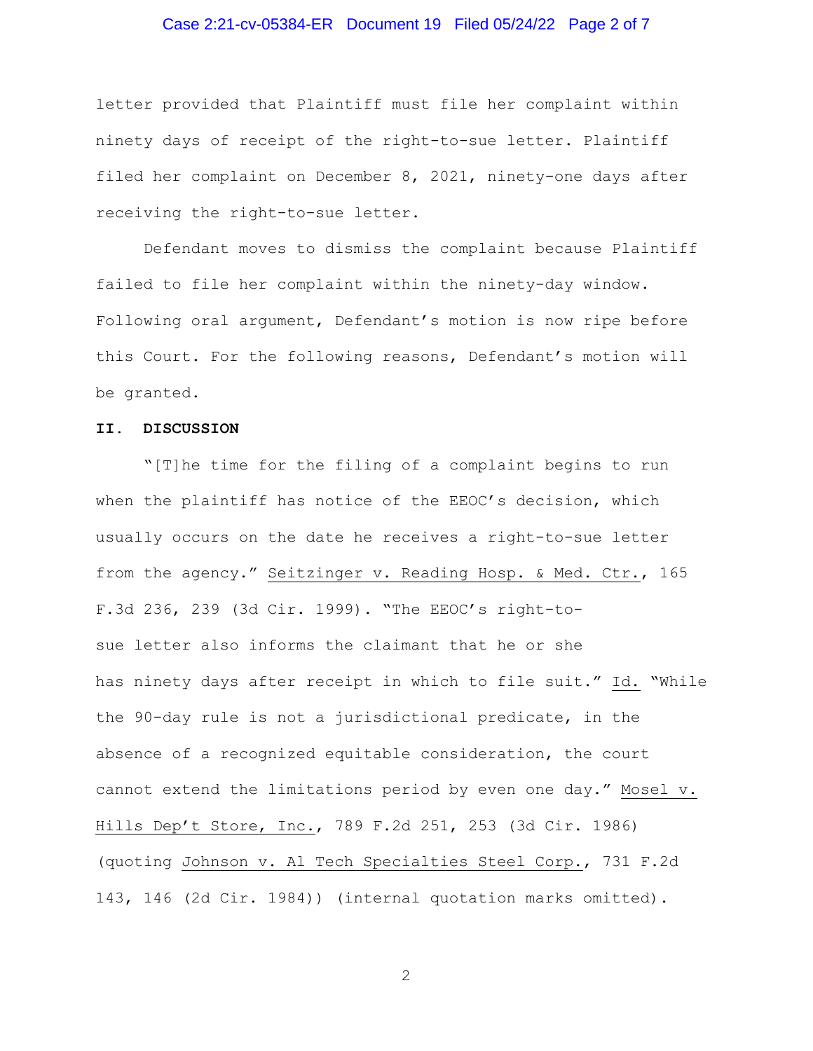letter provided that Plaintiff must file her complaint within ninety days of receipt of the right-to-sue letter. Plaintiff filed her complaint on December 8, 2021, ninety-one days after receiving the right-to-sue letter.

Defendant moves to dismiss the complaint because Plaintiff failed to file her complaint within the ninety-day window. Following oral argument, Defendant's motion is now ripe before this Court. For the following reasons, Defendant's motion will be granted.

## II. DISCUSSION

"[T]he time for the filing of a complaint begins to run when the plaintiff has notice of the EEOC's decision, which usually occurs on the date he receives a right-to-sue letter from the agency." Seitzinger v. Reading Hosp. & Med. Ctr., 165 F.3d 236, 239 (3d Cir. 1999). "The EEOC's right-to-sue letter also informs the claimant that he or she has ninety days after receipt in which to file suit." Id. "While the 90-day rule is not a jurisdictional predicate, in the absence of a recognized equitable consideration, the court cannot extend the limitations period by even one day." Mosel v. Hills Dep't Store, Inc., 789 F.2d 251, 253 (3d Cir. 1986) (quoting Johnson v. Al Tech Specialties Steel Corp., 731 F.2d 143, 146 (2d Cir. 1984)) (internal quotation marks omitted).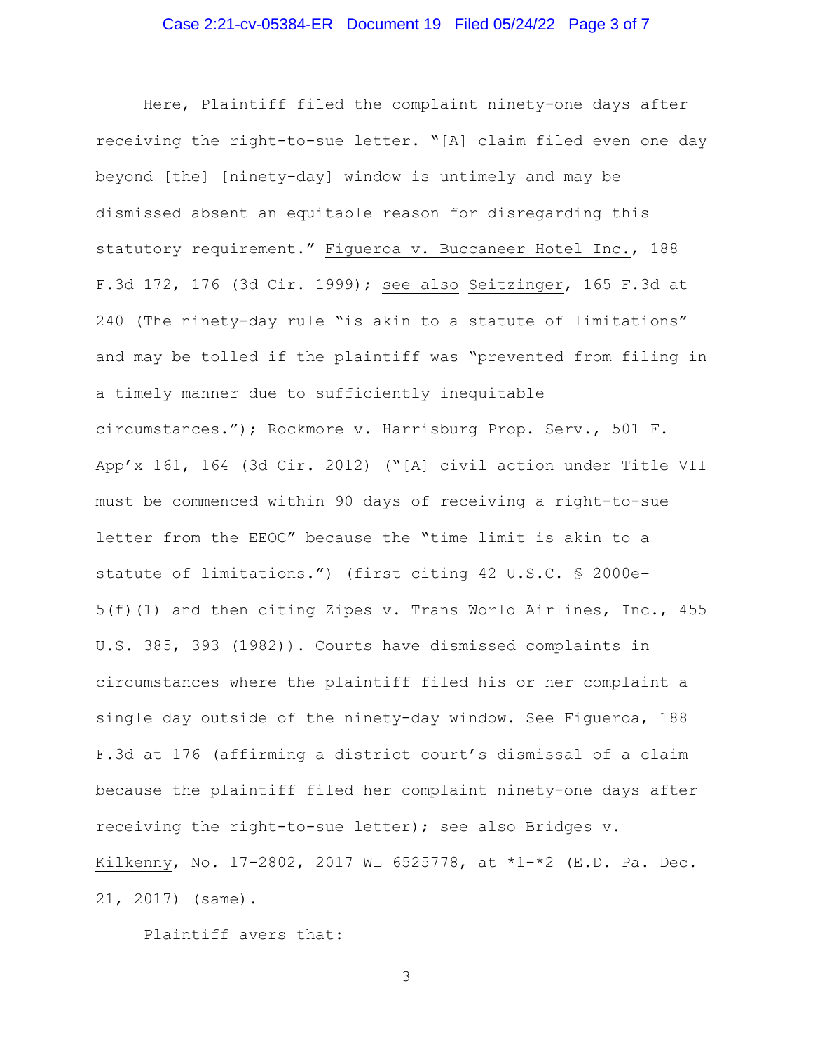Here, Plaintiff filed the complaint ninety-one days after receiving the right-to-sue letter. "[A] claim filed even one day beyond [the] [ninety-day] window is untimely and may be dismissed absent an equitable reason for disregarding this statutory requirement." Figueroa v. Buccaneer Hotel Inc., 188 F.3d 172, 176 (3d Cir. 1999); see also Seitzinger, 165 F.3d at 240 (The ninety-day rule "is akin to a statute of limitations" and may be tolled if the plaintiff was "prevented from filing in a timely manner due to sufficiently inequitable circumstances."); Rockmore v. Harrisburg Prop. Serv., 501 F. App'x 161, 164 (3d Cir. 2012) ("[A] civil action under Title VII must be commenced within 90 days of receiving a right-to-sue letter from the EEOC" because the "time limit is akin to a statute of limitations.") (first citing 42 U.S.C. § 2000e-5(f)(1) and then citing Zipes v. Trans World Airlines, Inc., 455 U.S. 385, 393 (1982)). Courts have dismissed complaints in circumstances where the plaintiff filed his or her complaint a single day outside of the ninety-day window. See Figueroa, 188 F.3d at 176 (affirming a district court's dismissal of a claim because the plaintiff filed her complaint ninety-one days after receiving the right-to-sue letter); see also Bridges v. Kilkenny, No. 17-2802, 2017 WL 6525778, at *1-*2 (E.D. Pa. Dec. 21, 2017) (same).

Plaintiff avers that: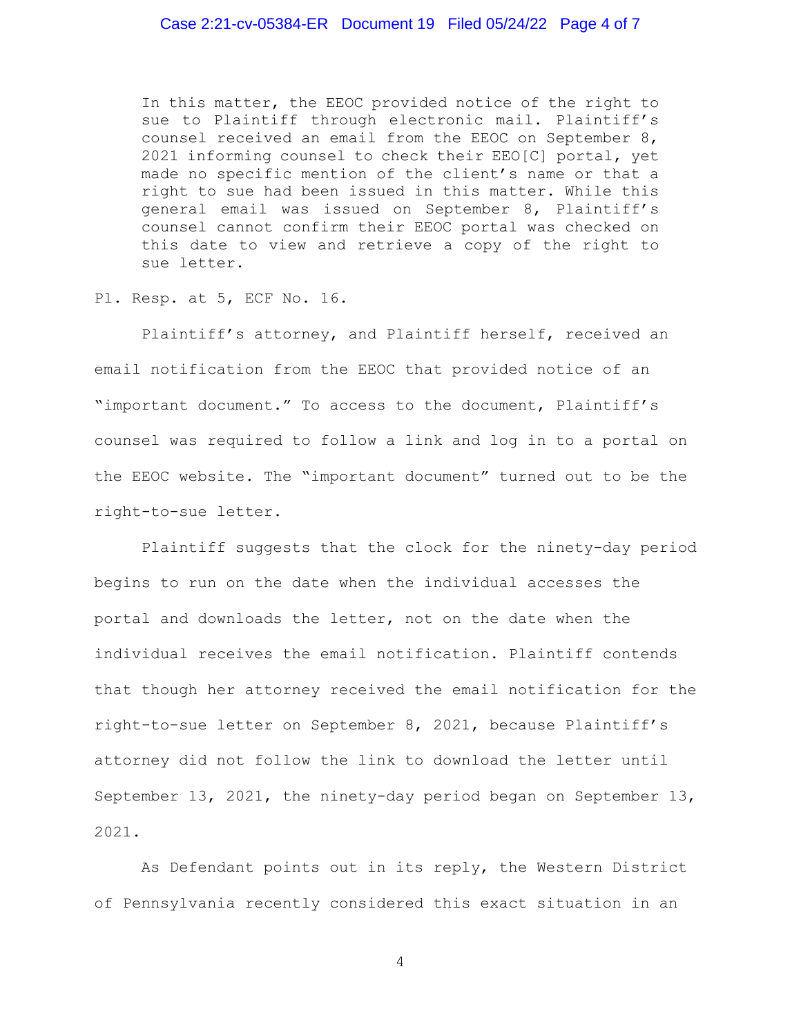> In this matter, the EEOC provided notice of the right to sue to Plaintiff through electronic mail. Plaintiff's counsel received an email from the EEOC on September 8, 2021 informing counsel to check their EEO[C] portal, yet made no specific mention of the client's name or that a right to sue had been issued in this matter. While this general email was issued on September 8, Plaintiff's counsel cannot confirm their EEOC portal was checked on this date to view and retrieve a copy of the right to sue letter.

Pl. Resp. at 5, ECF No. 16.

Plaintiff's attorney, and Plaintiff herself, received an email notification from the EEOC that provided notice of an "important document." To access to the document, Plaintiff's counsel was required to follow a link and log in to a portal on the EEOC website. The "important document" turned out to be the right-to-sue letter.

Plaintiff suggests that the clock for the ninety-day period begins to run on the date when the individual accesses the portal and downloads the letter, not on the date when the individual receives the email notification. Plaintiff contends that though her attorney received the email notification for the right-to-sue letter on September 8, 2021, because Plaintiff's attorney did not follow the link to download the letter until September 13, 2021, the ninety-day period began on September 13, 2021.

As Defendant points out in its reply, the Western District of Pennsylvania recently considered this exact situation in an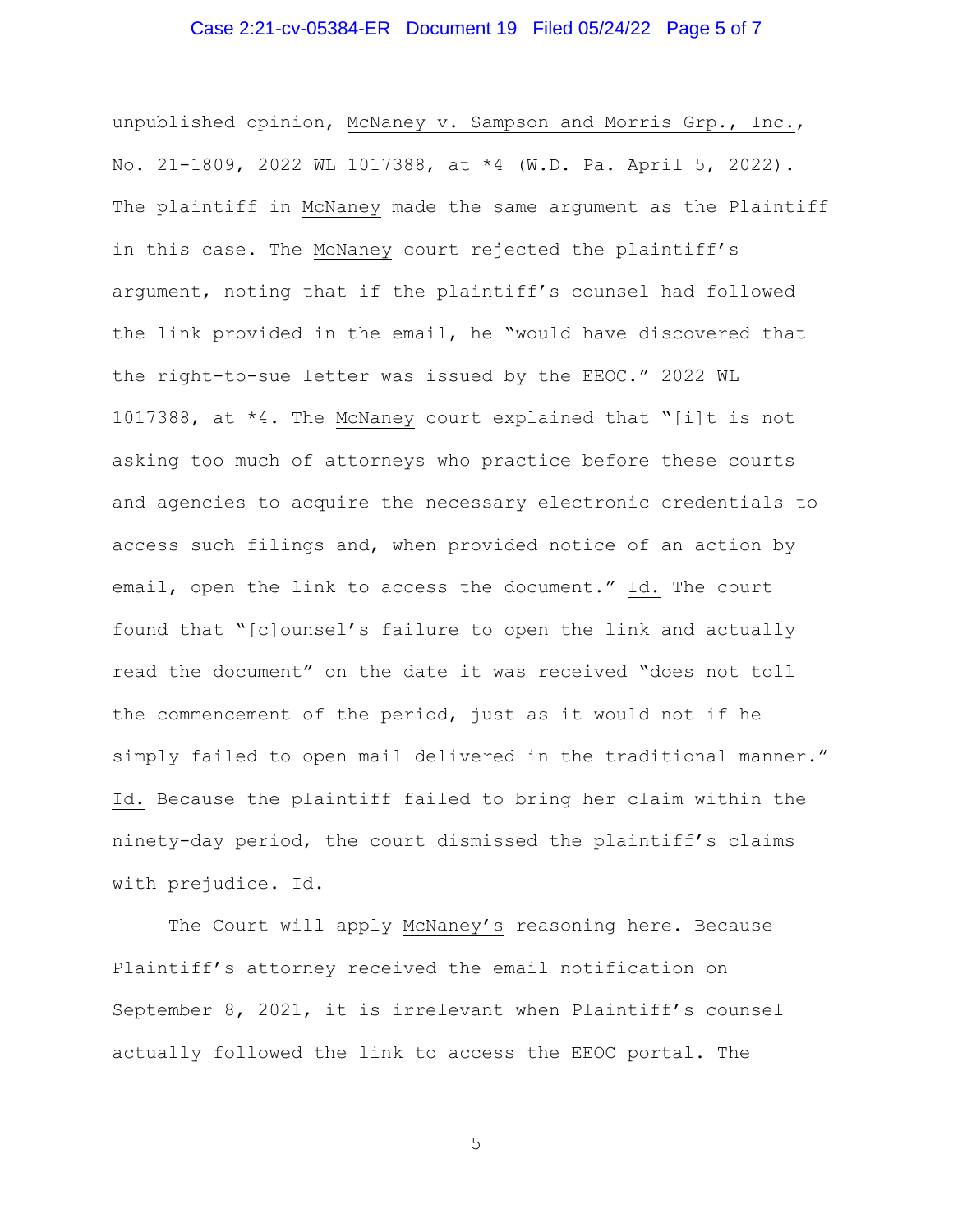unpublished opinion, McNaney v. Sampson and Morris Grp., Inc., No. 21-1809, 2022 WL 1017388, at *4 (W.D. Pa. April 5, 2022). The plaintiff in McNaney made the same argument as the Plaintiff in this case. The McNaney court rejected the plaintiff's argument, noting that if the plaintiff's counsel had followed the link provided in the email, he "would have discovered that the right-to-sue letter was issued by the EEOC." 2022 WL 1017388, at *4. The McNaney court explained that "[i]t is not asking too much of attorneys who practice before these courts and agencies to acquire the necessary electronic credentials to access such filings and, when provided notice of an action by email, open the link to access the document." Id. The court found that "[c]ounsel's failure to open the link and actually read the document" on the date it was received "does not toll the commencement of the period, just as it would not if he simply failed to open mail delivered in the traditional manner." Id. Because the plaintiff failed to bring her claim within the ninety-day period, the court dismissed the plaintiff's claims with prejudice. Id.

The Court will apply McNaney's reasoning here. Because Plaintiff's attorney received the email notification on September 8, 2021, it is irrelevant when Plaintiff's counsel actually followed the link to access the EEOC portal. The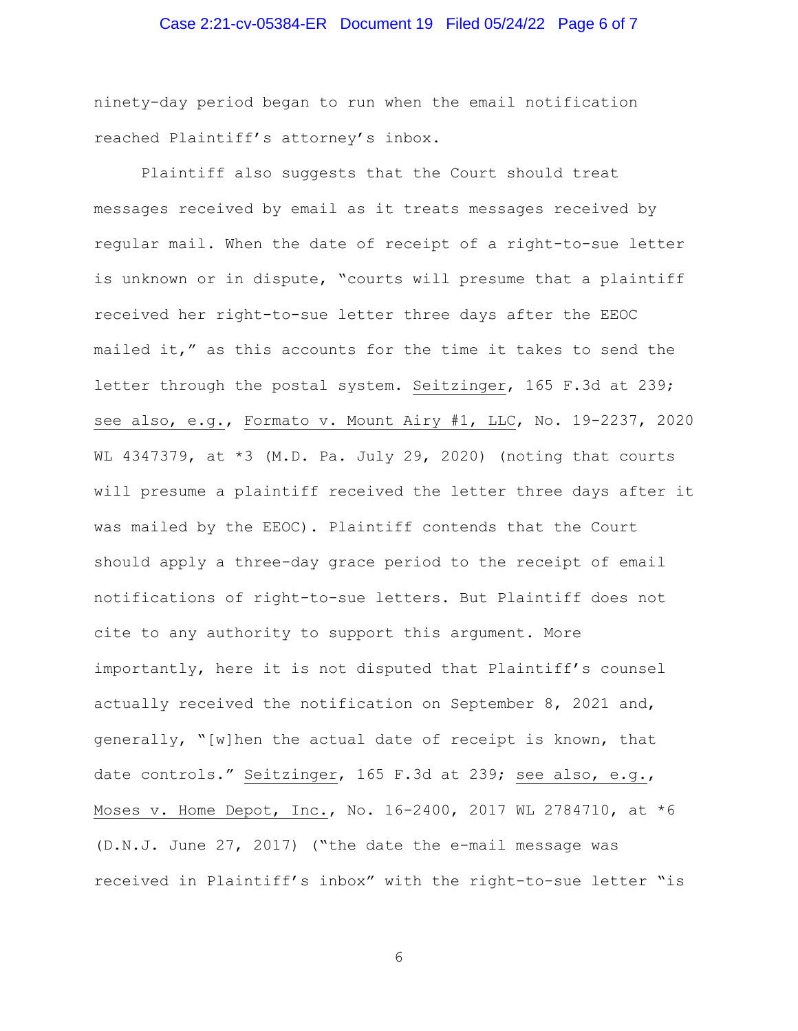ninety-day period began to run when the email notification reached Plaintiff's attorney's inbox.

Plaintiff also suggests that the Court should treat messages received by email as it treats messages received by regular mail. When the date of receipt of a right-to-sue letter is unknown or in dispute, "courts will presume that a plaintiff received her right-to-sue letter three days after the EEOC mailed it," as this accounts for the time it takes to send the letter through the postal system. Seitzinger, 165 F.3d at 239; see also, e.g., Formato v. Mount Airy #1, LLC, No. 19-2237, 2020 WL 4347379, at *3 (M.D. Pa. July 29, 2020) (noting that courts will presume a plaintiff received the letter three days after it was mailed by the EEOC). Plaintiff contends that the Court should apply a three-day grace period to the receipt of email notifications of right-to-sue letters. But Plaintiff does not cite to any authority to support this argument. More importantly, here it is not disputed that Plaintiff's counsel actually received the notification on September 8, 2021 and, generally, "[w]hen the actual date of receipt is known, that date controls." Seitzinger, 165 F.3d at 239; see also, e.g., Moses v. Home Depot, Inc., No. 16-2400, 2017 WL 2784710, at *6 (D.N.J. June 27, 2017) ("the date the e-mail message was received in Plaintiff's inbox" with the right-to-sue letter "is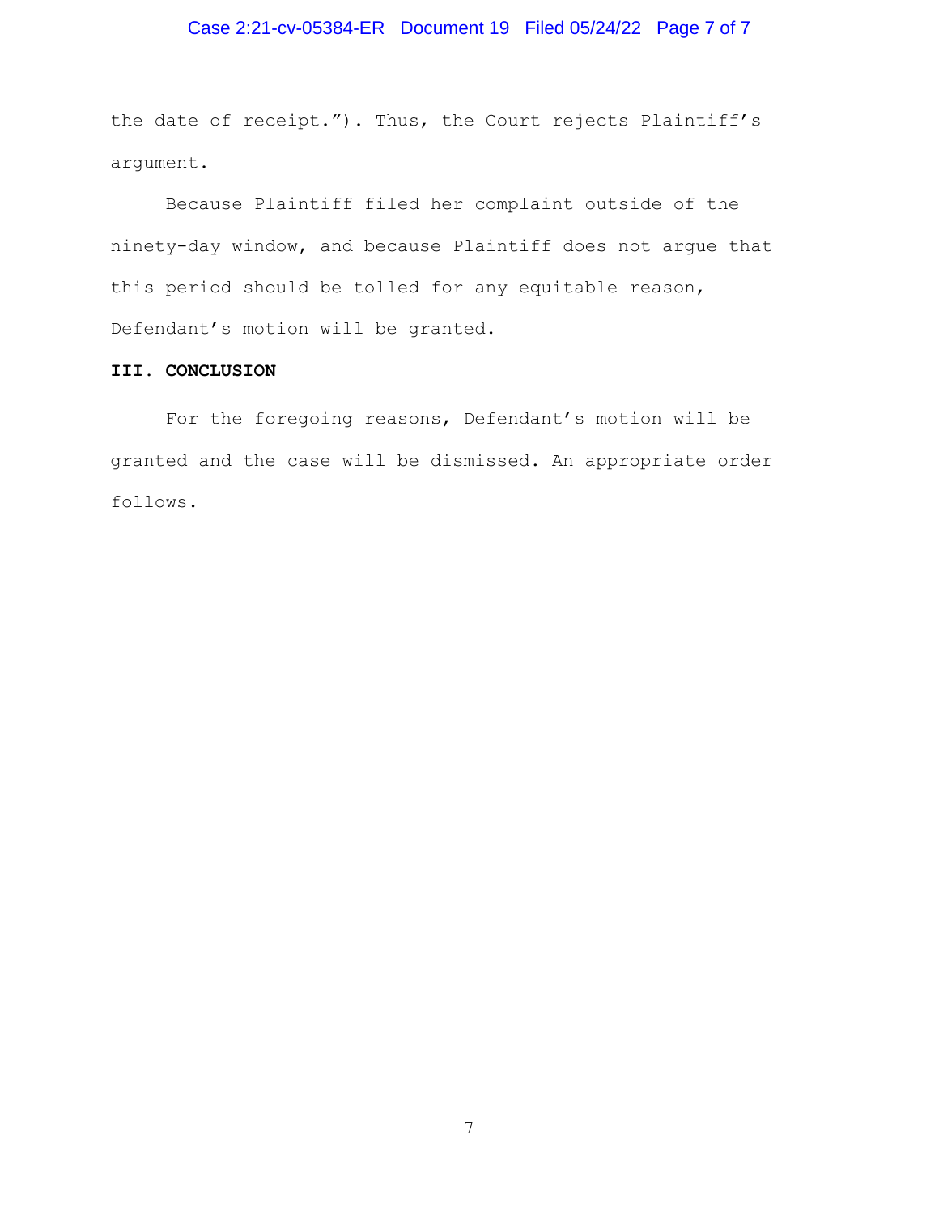the date of receipt."). Thus, the Court rejects Plaintiff's argument.

Because Plaintiff filed her complaint outside of the ninety-day window, and because Plaintiff does not argue that this period should be tolled for any equitable reason, Defendant's motion will be granted.

## III. CONCLUSION

For the foregoing reasons, Defendant's motion will be granted and the case will be dismissed. An appropriate order follows.